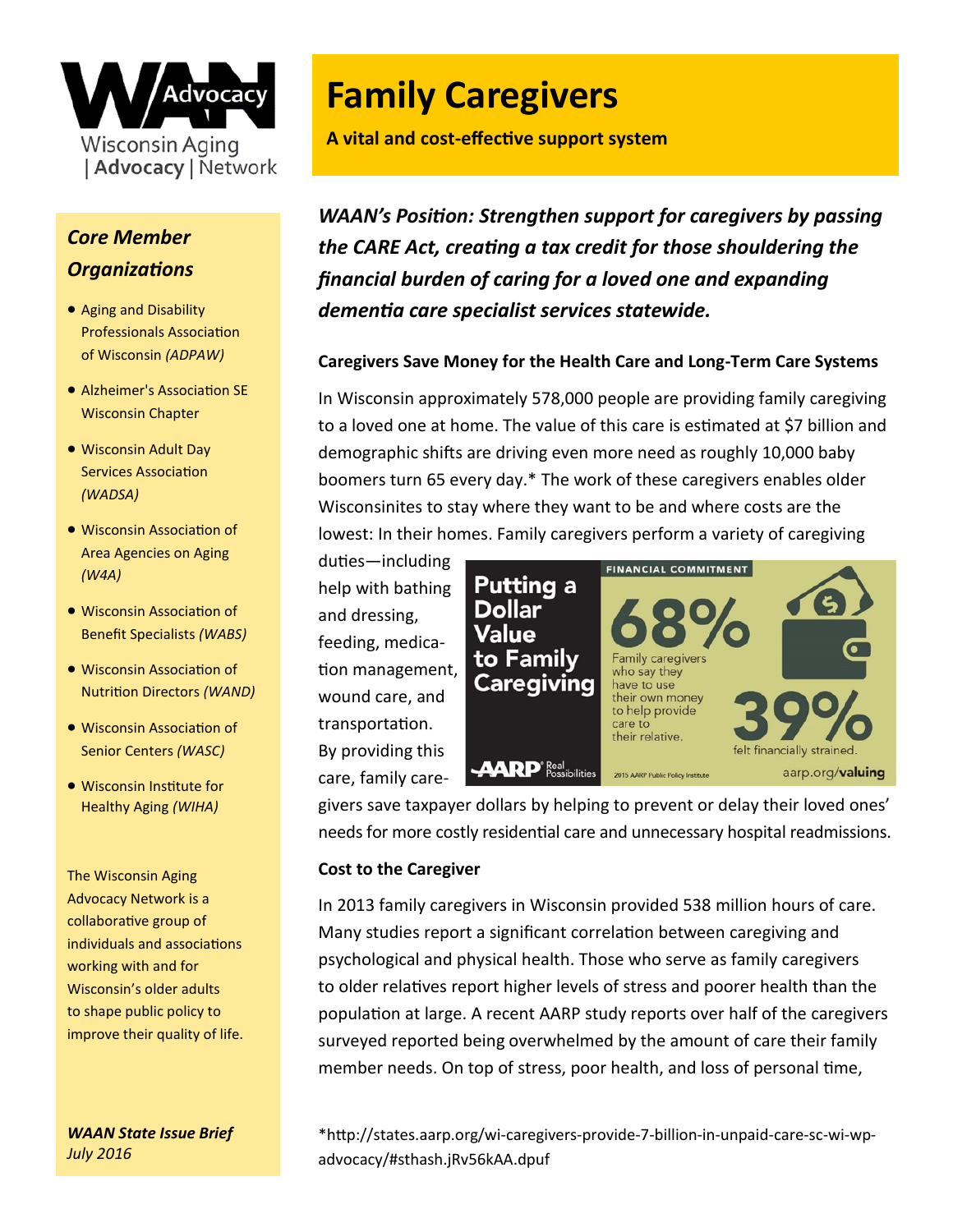# Family Caregivers

**A vital and cost-effective support system**

***WAAN's Position: Strengthen support for caregivers by passing the CARE Act, creating a tax credit for those shouldering the financial burden of caring for a loved one and expanding dementia care specialist services statewide.***

### Caregivers Save Money for the Health Care and Long-Term Care Systems

In Wisconsin approximately 578,000 people are providing family caregiving to a loved one at home. The value of this care is estimated at $7 billion and demographic shifts are driving even more need as roughly 10,000 baby boomers turn 65 every day.* The work of these caregivers enables older Wisconsinites to stay where they want to be and where costs are the lowest: In their homes. Family caregivers perform a variety of caregiving duties—including help with bathing and dressing, feeding, medication management, wound care, and transportation. By providing this care, family caregivers save taxpayer dollars by helping to prevent or delay their loved ones' needs for more costly residential care and unnecessary hospital readmissions.

**Putting a Dollar Value to Family Caregiving**

FINANCIAL COMMITMENT

68% Family caregivers who say they have to use their own money to help provide care to their relative.

39% felt financially strained.

AARP Real Possibilities — 2015 AARP Public Policy Institute — aarp.org/valuing

### Cost to the Caregiver

In 2013 family caregivers in Wisconsin provided 538 million hours of care. Many studies report a significant correlation between caregiving and psychological and physical health. Those who serve as family caregivers to older relatives report higher levels of stress and poorer health than the population at large. A recent AARP study reports over half of the caregivers surveyed reported being overwhelmed by the amount of care their family member needs. On top of stress, poor health, and loss of personal time,

*http://states.aarp.org/wi-caregivers-provide-7-billion-in-unpaid-care-sc-wi-wp-advocacy/#sthash.jRv56kAA.dpuf

---

**WAAN Advocacy** — Wisconsin Aging | Advocacy | Network

## *Core Member Organizations*

- Aging and Disability Professionals Association of Wisconsin *(ADPAW)*
- Alzheimer's Association SE Wisconsin Chapter
- Wisconsin Adult Day Services Association *(WADSA)*
- Wisconsin Association of Area Agencies on Aging *(W4A)*
- Wisconsin Association of Benefit Specialists *(WABS)*
- Wisconsin Association of Nutrition Directors *(WAND)*
- Wisconsin Association of Senior Centers *(WASC)*
- Wisconsin Institute for Healthy Aging *(WIHA)*

The Wisconsin Aging Advocacy Network is a collaborative group of individuals and associations working with and for Wisconsin's older adults to shape public policy to improve their quality of life.

***WAAN State Issue Brief***
*July 2016*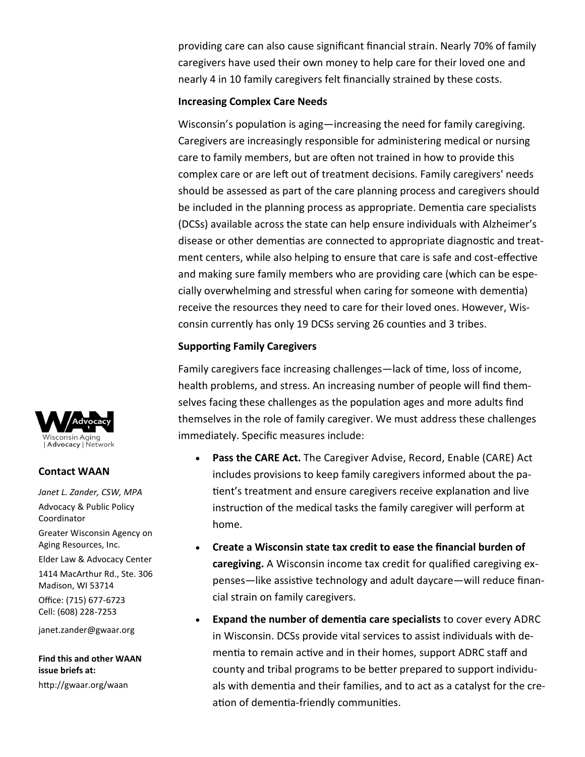providing care can also cause significant financial strain. Nearly 70% of family caregivers have used their own money to help care for their loved one and nearly 4 in 10 family caregivers felt financially strained by these costs.

**Increasing Complex Care Needs**

Wisconsin's population is aging—increasing the need for family caregiving. Caregivers are increasingly responsible for administering medical or nursing care to family members, but are often not trained in how to provide this complex care or are left out of treatment decisions. Family caregivers' needs should be assessed as part of the care planning process and caregivers should be included in the planning process as appropriate. Dementia care specialists (DCSs) available across the state can help ensure individuals with Alzheimer's disease or other dementias are connected to appropriate diagnostic and treatment centers, while also helping to ensure that care is safe and cost-effective and making sure family members who are providing care (which can be especially overwhelming and stressful when caring for someone with dementia) receive the resources they need to care for their loved ones. However, Wisconsin currently has only 19 DCSs serving 26 counties and 3 tribes.

**Supporting Family Caregivers**

Family caregivers face increasing challenges—lack of time, loss of income, health problems, and stress. An increasing number of people will find themselves facing these challenges as the population ages and more adults find themselves in the role of family caregiver. We must address these challenges immediately. Specific measures include:

- **Pass the CARE Act.** The Caregiver Advise, Record, Enable (CARE) Act includes provisions to keep family caregivers informed about the patient's treatment and ensure caregivers receive explanation and live instruction of the medical tasks the family caregiver will perform at home.
- **Create a Wisconsin state tax credit to ease the financial burden of caregiving.** A Wisconsin income tax credit for qualified caregiving expenses—like assistive technology and adult daycare—will reduce financial strain on family caregivers.
- **Expand the number of dementia care specialists** to cover every ADRC in Wisconsin. DCSs provide vital services to assist individuals with dementia to remain active and in their homes, support ADRC staff and county and tribal programs to be better prepared to support individuals with dementia and their families, and to act as a catalyst for the creation of dementia-friendly communities.

WAN Advocacy
Wisconsin Aging | Advocacy | Network

**Contact WAAN**

*Janet L. Zander, CSW, MPA*
Advocacy & Public Policy Coordinator
Greater Wisconsin Agency on Aging Resources, Inc.
Elder Law & Advocacy Center
1414 MacArthur Rd., Ste. 306
Madison, WI 53714
Office: (715) 677-6723
Cell: (608) 228-7253
janet.zander@gwaar.org

**Find this and other WAAN issue briefs at:**
http://gwaar.org/waan